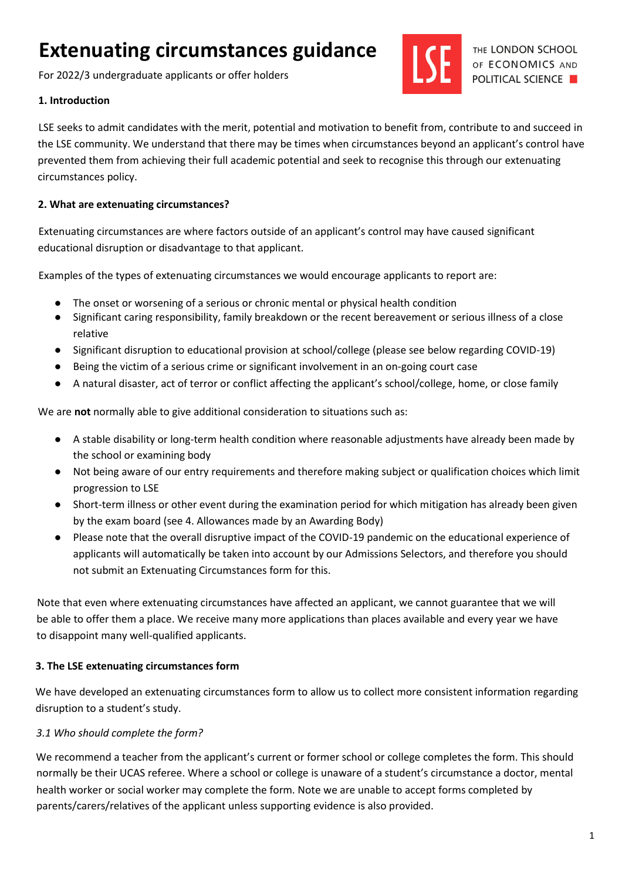# Extenuating circumstances guidance

For 2022/3 undergraduate applicants or offer holders

THE LONDON SCHOOL OF ECONOMICS AND POLITICAL SCIENCE

### 1. Introduction

LSE seeks to admit candidates with the merit, potential and motivation to benefit from, contribute to and succeed in the LSE community. We understand that there may be times when circumstances beyond an applicant's control have prevented them from achieving their full academic potential and seek to recognise this through our extenuating circumstances policy.

### 2. What are extenuating circumstances?

Extenuating circumstances are where factors outside of an applicant's control may have caused significant educational disruption or disadvantage to that applicant.

Examples of the types of extenuating circumstances we would encourage applicants to report are:

- The onset or worsening of a serious or chronic mental or physical health condition
- Significant caring responsibility, family breakdown or the recent bereavement or serious illness of a close relative
- Significant disruption to educational provision at school/college (please see below regarding COVID-19)
- Being the victim of a serious crime or significant involvement in an on-going court case
- A natural disaster, act of terror or conflict affecting the applicant's school/college, home, or close family

We are **not** normally able to give additional consideration to situations such as:

- A stable disability or long-term health condition where reasonable adjustments have already been made by the school or examining body
- Not being aware of our entry requirements and therefore making subject or qualification choices which limit progression to LSE
- Short-term illness or other event during the examination period for which mitigation has already been given by the exam board (see 4. Allowances made by an Awarding Body)
- Please note that the overall disruptive impact of the COVID-19 pandemic on the educational experience of applicants will automatically be taken into account by our Admissions Selectors, and therefore you should not submit an Extenuating Circumstances form for this.

Note that even where extenuating circumstances have affected an applicant, we cannot guarantee that we will be able to offer them a place. We receive many more applications than places available and every year we have to disappoint many well-qualified applicants.

### 3. The LSE extenuating circumstances form

We have developed an extenuating circumstances form to allow us to collect more consistent information regarding disruption to a student's study.

*3.1 Who should complete the form?*

We recommend a teacher from the applicant's current or former school or college completes the form. This should normally be their UCAS referee. Where a school or college is unaware of a student's circumstance a doctor, mental health worker or social worker may complete the form. Note we are unable to accept forms completed by parents/carers/relatives of the applicant unless supporting evidence is also provided.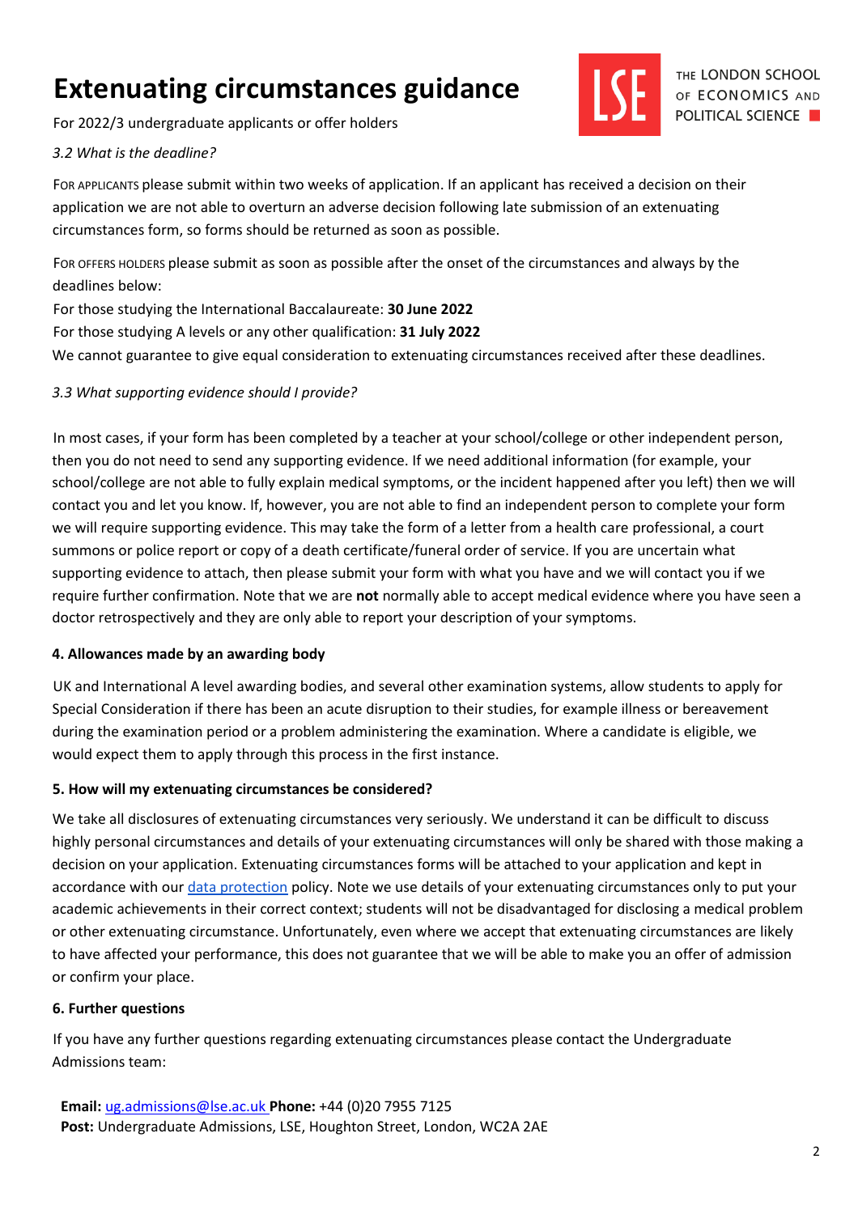# Extenuating circumstances guidance

For 2022/3 undergraduate applicants or offer holders

THE LONDON SCHOOL OF ECONOMICS AND POLITICAL SCIENCE

*3.2 What is the deadline?*

FOR APPLICANTS please submit within two weeks of application. If an applicant has received a decision on their application we are not able to overturn an adverse decision following late submission of an extenuating circumstances form, so forms should be returned as soon as possible.

FOR OFFERS HOLDERS please submit as soon as possible after the onset of the circumstances and always by the deadlines below:

For those studying the International Baccalaureate: **30 June 2022**
For those studying A levels or any other qualification: **31 July 2022**
We cannot guarantee to give equal consideration to extenuating circumstances received after these deadlines.

*3.3 What supporting evidence should I provide?*

In most cases, if your form has been completed by a teacher at your school/college or other independent person, then you do not need to send any supporting evidence. If we need additional information (for example, your school/college are not able to fully explain medical symptoms, or the incident happened after you left) then we will contact you and let you know. If, however, you are not able to find an independent person to complete your form we will require supporting evidence. This may take the form of a letter from a health care professional, a court summons or police report or copy of a death certificate/funeral order of service. If you are uncertain what supporting evidence to attach, then please submit your form with what you have and we will contact you if we require further confirmation. Note that we are **not** normally able to accept medical evidence where you have seen a doctor retrospectively and they are only able to report your description of your symptoms.

### 4. Allowances made by an awarding body

UK and International A level awarding bodies, and several other examination systems, allow students to apply for Special Consideration if there has been an acute disruption to their studies, for example illness or bereavement during the examination period or a problem administering the examination. Where a candidate is eligible, we would expect them to apply through this process in the first instance.

### 5. How will my extenuating circumstances be considered?

We take all disclosures of extenuating circumstances very seriously. We understand it can be difficult to discuss highly personal circumstances and details of your extenuating circumstances will only be shared with those making a decision on your application. Extenuating circumstances forms will be attached to your application and kept in accordance with our data protection policy. Note we use details of your extenuating circumstances only to put your academic achievements in their correct context; students will not be disadvantaged for disclosing a medical problem or other extenuating circumstance. Unfortunately, even where we accept that extenuating circumstances are likely to have affected your performance, this does not guarantee that we will be able to make you an offer of admission or confirm your place.

### 6. Further questions

If you have any further questions regarding extenuating circumstances please contact the Undergraduate Admissions team:

**Email:** ug.admissions@lse.ac.uk **Phone:** +44 (0)20 7955 7125
**Post:** Undergraduate Admissions, LSE, Houghton Street, London, WC2A 2AE